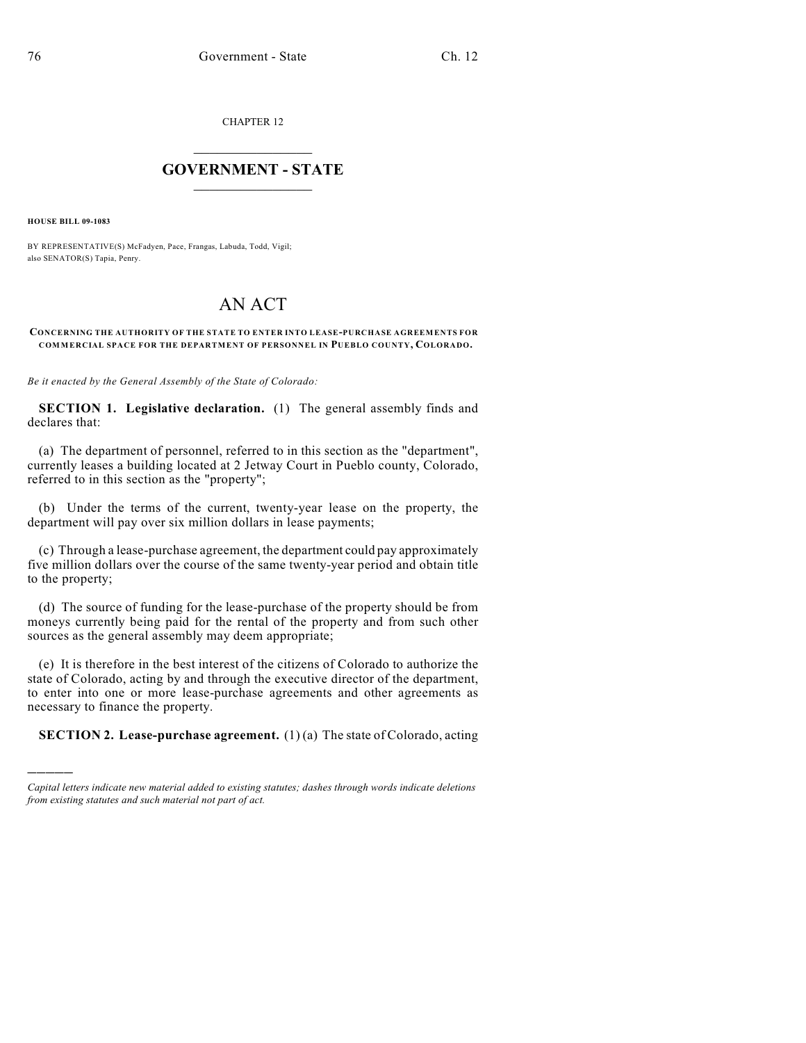CHAPTER 12

# GOVERNMENT - STATE

**HOUSE BILL 09-1083**

BY REPRESENTATIVE(S) McFadyen, Pace, Frangas, Labuda, Todd, Vigil; also SENATOR(S) Tapia, Penry.

# AN ACT

**CONCERNING THE AUTHORITY OF THE STATE TO ENTER INTO LEASE-PURCHASE AGREEMENTS FOR COMMERCIAL SPACE FOR THE DEPARTMENT OF PERSONNEL IN PUEBLO COUNTY, COLORADO.**

*Be it enacted by the General Assembly of the State of Colorado:*

**SECTION 1. Legislative declaration.** (1) The general assembly finds and declares that:

(a) The department of personnel, referred to in this section as the "department", currently leases a building located at 2 Jetway Court in Pueblo county, Colorado, referred to in this section as the "property";

(b) Under the terms of the current, twenty-year lease on the property, the department will pay over six million dollars in lease payments;

(c) Through a lease-purchase agreement, the department could pay approximately five million dollars over the course of the same twenty-year period and obtain title to the property;

(d) The source of funding for the lease-purchase of the property should be from moneys currently being paid for the rental of the property and from such other sources as the general assembly may deem appropriate;

(e) It is therefore in the best interest of the citizens of Colorado to authorize the state of Colorado, acting by and through the executive director of the department, to enter into one or more lease-purchase agreements and other agreements as necessary to finance the property.

**SECTION 2. Lease-purchase agreement.** (1) (a) The state of Colorado, acting

*Capital letters indicate new material added to existing statutes; dashes through words indicate deletions from existing statutes and such material not part of act.*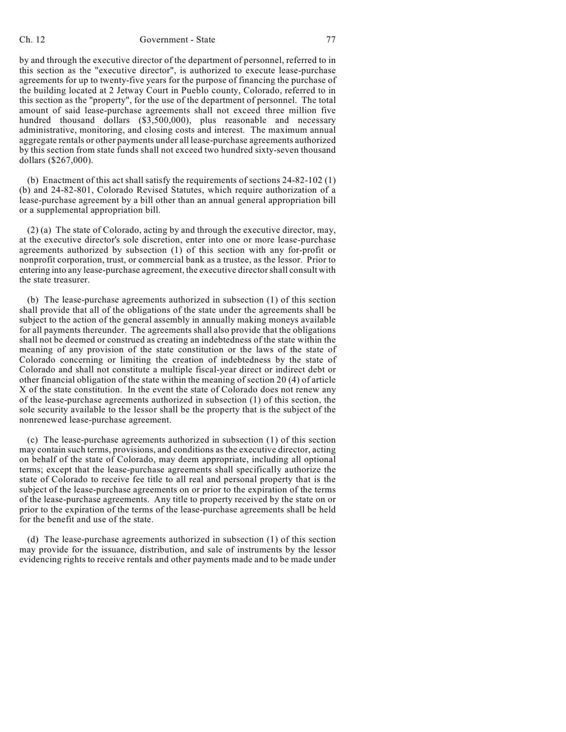by and through the executive director of the department of personnel, referred to in this section as the "executive director", is authorized to execute lease-purchase agreements for up to twenty-five years for the purpose of financing the purchase of the building located at 2 Jetway Court in Pueblo county, Colorado, referred to in this section as the "property", for the use of the department of personnel. The total amount of said lease-purchase agreements shall not exceed three million five hundred thousand dollars ($3,500,000), plus reasonable and necessary administrative, monitoring, and closing costs and interest. The maximum annual aggregate rentals or other payments under all lease-purchase agreements authorized by this section from state funds shall not exceed two hundred sixty-seven thousand dollars ($267,000).

(b) Enactment of this act shall satisfy the requirements of sections 24-82-102 (1) (b) and 24-82-801, Colorado Revised Statutes, which require authorization of a lease-purchase agreement by a bill other than an annual general appropriation bill or a supplemental appropriation bill.

(2) (a) The state of Colorado, acting by and through the executive director, may, at the executive director's sole discretion, enter into one or more lease-purchase agreements authorized by subsection (1) of this section with any for-profit or nonprofit corporation, trust, or commercial bank as a trustee, as the lessor. Prior to entering into any lease-purchase agreement, the executive director shall consult with the state treasurer.

(b) The lease-purchase agreements authorized in subsection (1) of this section shall provide that all of the obligations of the state under the agreements shall be subject to the action of the general assembly in annually making moneys available for all payments thereunder. The agreements shall also provide that the obligations shall not be deemed or construed as creating an indebtedness of the state within the meaning of any provision of the state constitution or the laws of the state of Colorado concerning or limiting the creation of indebtedness by the state of Colorado and shall not constitute a multiple fiscal-year direct or indirect debt or other financial obligation of the state within the meaning of section 20 (4) of article X of the state constitution. In the event the state of Colorado does not renew any of the lease-purchase agreements authorized in subsection (1) of this section, the sole security available to the lessor shall be the property that is the subject of the nonrenewed lease-purchase agreement.

(c) The lease-purchase agreements authorized in subsection (1) of this section may contain such terms, provisions, and conditions as the executive director, acting on behalf of the state of Colorado, may deem appropriate, including all optional terms; except that the lease-purchase agreements shall specifically authorize the state of Colorado to receive fee title to all real and personal property that is the subject of the lease-purchase agreements on or prior to the expiration of the terms of the lease-purchase agreements. Any title to property received by the state on or prior to the expiration of the terms of the lease-purchase agreements shall be held for the benefit and use of the state.

(d) The lease-purchase agreements authorized in subsection (1) of this section may provide for the issuance, distribution, and sale of instruments by the lessor evidencing rights to receive rentals and other payments made and to be made under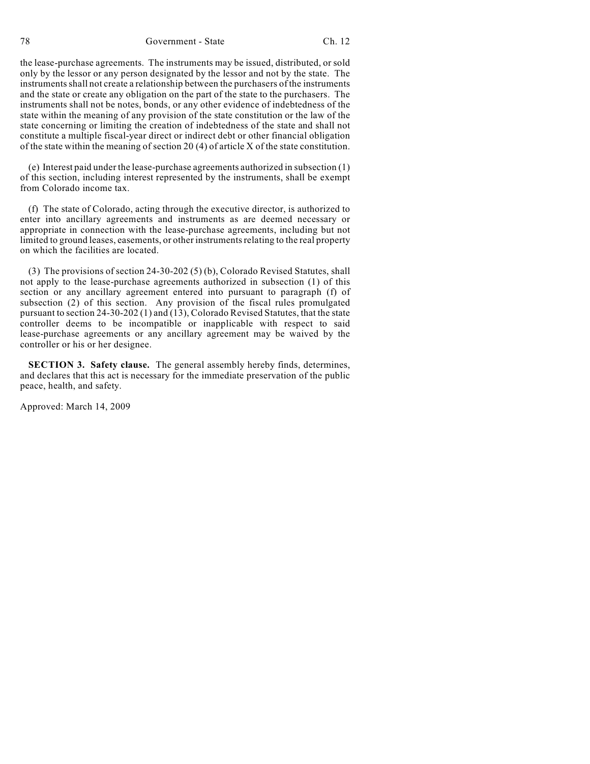the lease-purchase agreements. The instruments may be issued, distributed, or sold only by the lessor or any person designated by the lessor and not by the state. The instruments shall not create a relationship between the purchasers of the instruments and the state or create any obligation on the part of the state to the purchasers. The instruments shall not be notes, bonds, or any other evidence of indebtedness of the state within the meaning of any provision of the state constitution or the law of the state concerning or limiting the creation of indebtedness of the state and shall not constitute a multiple fiscal-year direct or indirect debt or other financial obligation of the state within the meaning of section 20 (4) of article X of the state constitution.

(e) Interest paid under the lease-purchase agreements authorized in subsection (1) of this section, including interest represented by the instruments, shall be exempt from Colorado income tax.

(f) The state of Colorado, acting through the executive director, is authorized to enter into ancillary agreements and instruments as are deemed necessary or appropriate in connection with the lease-purchase agreements, including but not limited to ground leases, easements, or other instruments relating to the real property on which the facilities are located.

(3) The provisions of section 24-30-202 (5) (b), Colorado Revised Statutes, shall not apply to the lease-purchase agreements authorized in subsection (1) of this section or any ancillary agreement entered into pursuant to paragraph (f) of subsection (2) of this section. Any provision of the fiscal rules promulgated pursuant to section 24-30-202 (1) and (13), Colorado Revised Statutes, that the state controller deems to be incompatible or inapplicable with respect to said lease-purchase agreements or any ancillary agreement may be waived by the controller or his or her designee.

**SECTION 3. Safety clause.** The general assembly hereby finds, determines, and declares that this act is necessary for the immediate preservation of the public peace, health, and safety.

Approved: March 14, 2009